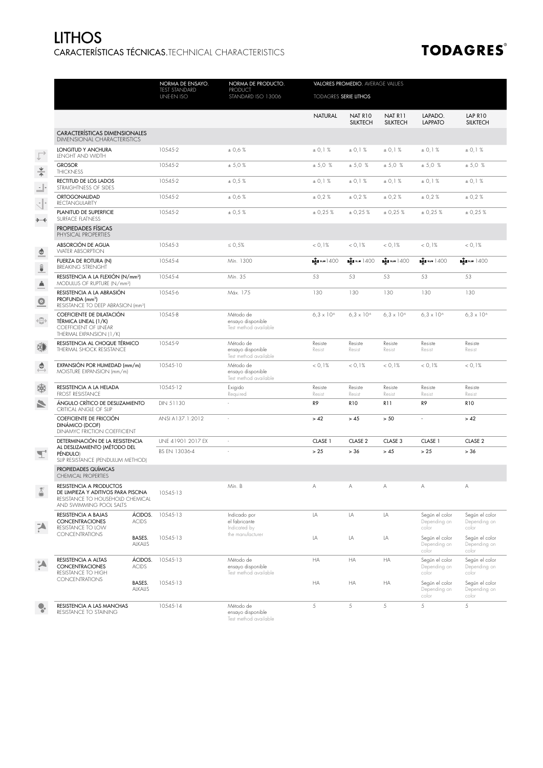# LITHOS

## CARACTERÍSTICAS TÉCNICAS.TECHNICAL CHARACTERISTICS

**TODAGRES®**

| | NORMA DE ENSAYO. TEST STANDARD UNE-EN ISO | NORMA DE PRODUCTO. PRODUCT STANDARD ISO 13006 | VALORES PROMEDIO. AVERAGE VALUES TODAGRES SERIE LITHOS | | | | |
|---|---|---|---|---|---|---|---|
| | | | NATURAL | NAT R10 SILKTECH | NAT R11 SILKTECH | LAPADO. LAPPATO | LAP R10 SILKTECH |
| **CARACTERÍSTICAS DIMENSIONALES** DIMENSIONAL CHARACTERISTICS | | | | | | | |
| LONGITUD Y ANCHURA LENGHT AND WIDTH | 10545-2 | ± 0,6 % | ± 0,1 % | ± 0,1 % | ± 0,1 % | ± 0,1 % | ± 0,1 % |
| GROSOR THICKNESS | 10545-2 | ± 5,0 % | ± 5,0 % | ± 5,0 % | ± 5,0 % | ± 5,0 % | ± 5,0 % |
| RECTITUD DE LOS LADOS STRAIGHTNESS OF SIDES | 10545-2 | ± 0,5 % | ± 0,1 % | ± 0,1 % | ± 0,1 % | ± 0,1 % | ± 0,1 % |
| ORTOGONALIDAD RECTANGULARITY | 10545-2 | ± 0,6 % | ± 0,2 % | ± 0,2 % | ± 0,2 % | ± 0,2 % | ± 0,2 % |
| PLANITUD DE SUPERFICIE SURFACE FLATNESS | 10545-2 | ± 0,5 % | ± 0,25 % | ± 0,25 % | ± 0,25 % | ± 0,25 % | ± 0,25 % |
| **PROPIEDADES FÍSICAS** PHYSICAL PROPERTIES | | | | | | | |
| ABSORCIÓN DE AGUA WATER ABSORPTION | 10545-3 | ≤ 0,5% | < 0,1% | < 0,1% | < 0,1% | < 0,1% | < 0,1% |
| FUERZA DE ROTURA (N) BREAKING STRENGHT | 10545-4 | Min. 1300 | SLIM 1400 | SLIM 1400 | SLIM 1400 | SLIM 1400 | SLIM 1400 |
| RESISTENCIA A LA FLEXIÓN (N/mm²) MODULUS OF RUPTURE (N/mm²) | 10545-4 | Min. 35 | 53 | 53 | 53 | 53 | 53 |
| RESISTENCIA A LA ABRASIÓN PROFUNDA (mm³) RESISTANCE TO DEEP ABRASION (mm³) | 10545-6 | Máx. 175 | 130 | 130 | 130 | 130 | 130 |
| COEFICIENTE DE DILATACIÓN TÉRMICA LINEAL (1/K) COEFFICIENT OF LINEAR THERMAL EXPANSION (1/K) | 10545-8 | Método de ensayo disponible Test method available | $6,3 \times 10^{-6}$ | $6,3 \times 10^{-6}$ | $6,3 \times 10^{-6}$ | $6,3 \times 10^{-6}$ | $6,3 \times 10^{-6}$ |
| RESISTENCIA AL CHOQUE TÉRMICO THERMAL SHOCK RESISTANCE | 10545-9 | Método de ensayo disponible Test method available | Resiste Resist | Resiste Resist | Resiste Resist | Resiste Resist | Resiste Resist |
| EXPANSIÓN POR HUMEDAD (mm/m) MOISTURE EXPANSION (mm/m) | 10545-10 | Método de ensayo disponible Test method available | < 0,1% | < 0,1% | < 0,1% | < 0,1% | < 0,1% |
| RESISTENCIA A LA HELADA FROST RESISTANCE | 10545-12 | Exigido Required | Resiste Resist | Resiste Resist | Resiste Resist | Resiste Resist | Resiste Resist |
| ÁNGULO CRÍTICO DE DESLIZAMIENTO CRITICAL ANGLE OF SLIP | DIN 51130 | - | R9 | R10 | R11 | R9 | R10 |
| COEFICIENTE DE FRICCIÓN DINÁMICO (DCOF) DINAMYC FRICTION COEFFICIENT | ANSI A137.1:2012 | - | > 42 | > 45 | > 50 | - | > 42 |
| DETERMINACIÓN DE LA RESISTENCIA AL DESLIZAMIENTO (MÉTODO DEL PÉNDULO) SLIP RESISTANCE (PENDULUM METHOD) | UNE 41901 2017 EX | - | CLASE 1 | CLASE 2 | CLASE 3 | CLASE 1 | CLASE 2 |
| | BS EN 13036-4 | - | > 25 | > 36 | > 45 | > 25 | > 36 |
| **PROPIEDADES QUÍMICAS** CHEMICAL PROPERTIES | | | | | | | |
| RESISTENCIA A PRODUCTOS DE LIMPIEZA Y ADITIVOS PARA PISCINA RESISTANCE TO HOUSEHOLD CHEMICAL AND SWIMMING POOL SALTS | 10545-13 | Min. B | A | A | A | A | A |
| RESISTENCIA A BAJAS CONCENTRACIONES RESISTANCE TO LOW CONCENTRATIONS — ÁCIDOS. ACIDS | 10545-13 | Indicado por el fabricante Indicated by the manufacturer | LA | LA | LA | Según el color Depending on color | Según el color Depending on color |
| RESISTENCIA A BAJAS CONCENTRACIONES RESISTANCE TO LOW CONCENTRATIONS — BASES. ALKALIS | 10545-13 | | LA | LA | LA | Según el color Depending on color | Según el color Depending on color |
| RESISTENCIA A ALTAS CONCENTRACIONES RESISTANCE TO HIGH CONCENTRATIONS — ÁCIDOS. ACIDS | 10545-13 | Método de ensayo disponible Test method available | HA | HA | HA | Según el color Depending on color | Según el color Depending on color |
| RESISTENCIA A ALTAS CONCENTRACIONES RESISTANCE TO HIGH CONCENTRATIONS — BASES. ALKALIS | 10545-13 | | HA | HA | HA | Según el color Depending on color | Según el color Depending on color |
| RESISTENCIA A LAS MANCHAS RESISTANCE TO STAINING | 10545-14 | Método de ensayo disponible Test method available | 5 | 5 | 5 | 5 | 5 |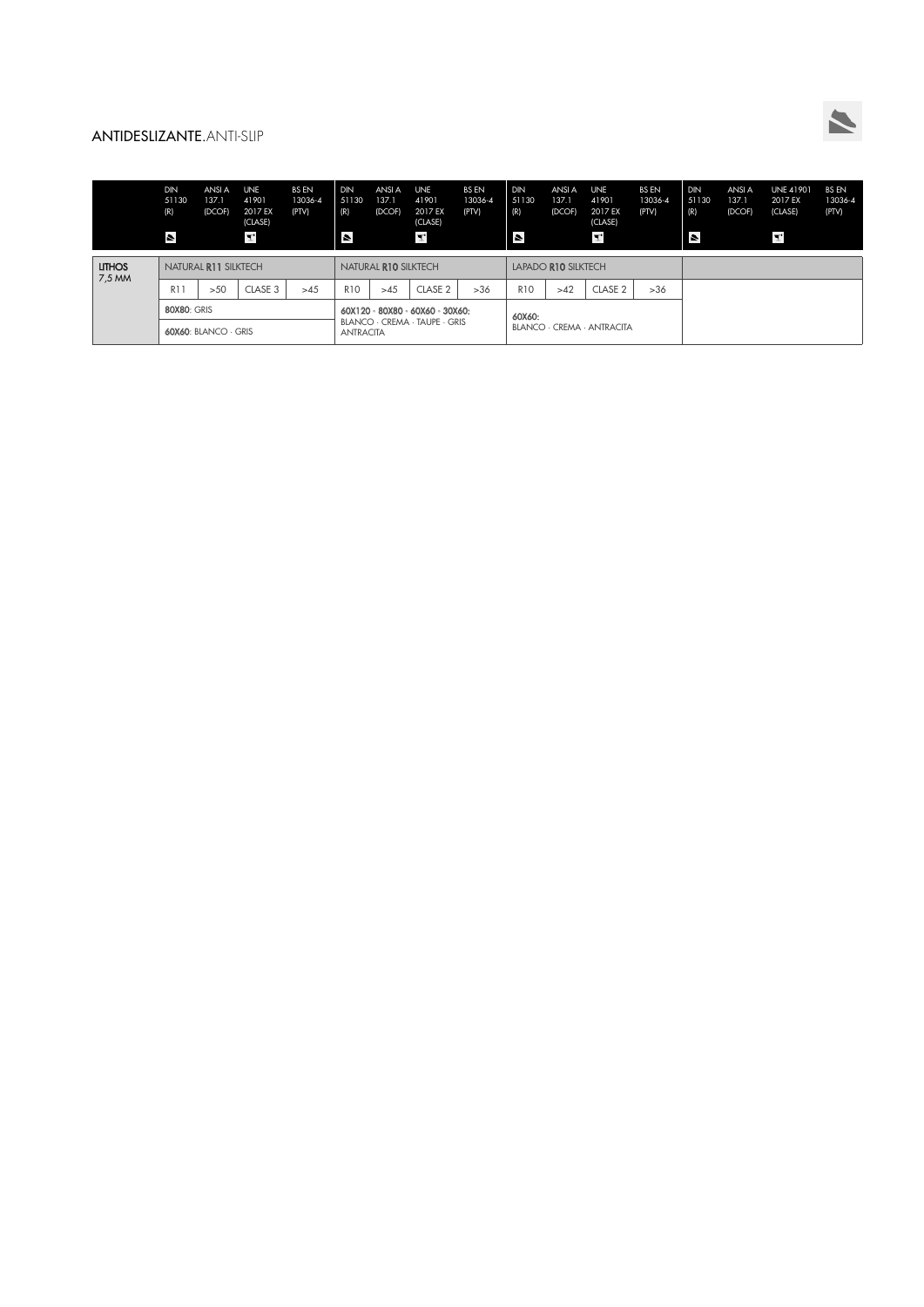## ANTIDESLIZANTE.ANTI-SLIP

| | DIN 51130 (R) | ANSI A 137.1 (DCOF) | UNE 41901 2017 EX (CLASE) | BS EN 13036-4 (PTV) | DIN 51130 (R) | ANSI A 137.1 (DCOF) | UNE 41901 2017 EX (CLASE) | BS EN 13036-4 (PTV) | DIN 51130 (R) | ANSI A 137.1 (DCOF) | UNE 41901 2017 EX (CLASE) | BS EN 13036-4 (PTV) | DIN 51130 (R) | ANSI A 137.1 (DCOF) | UNE 41901 2017 EX (CLASE) | BS EN 13036-4 (PTV) |
|---|---|---|---|---|---|---|---|---|---|---|---|---|---|---|---|---|
| **LITHOS** 7,5 MM | NATURAL **R11** SILKTECH | | | | NATURAL **R10** SILKTECH | | | | LAPADO **R10** SILKTECH | | | | | | | |
| | R11 | >50 | CLASE 3 | >45 | R10 | >45 | CLASE 2 | >36 | R10 | >42 | CLASE 2 | >36 | | | | |
| | **80X80**: GRIS | | | | **60X120 - 80X80 - 60X60 - 30X60**: BLANCO · CREMA · TAUPE · GRIS ANTRACITA | | | | **60X60**: BLANCO · CREMA · ANTRACITA | | | | | | | |
| | **60X60**: BLANCO · GRIS | | | | | | | | | | | | | | | |